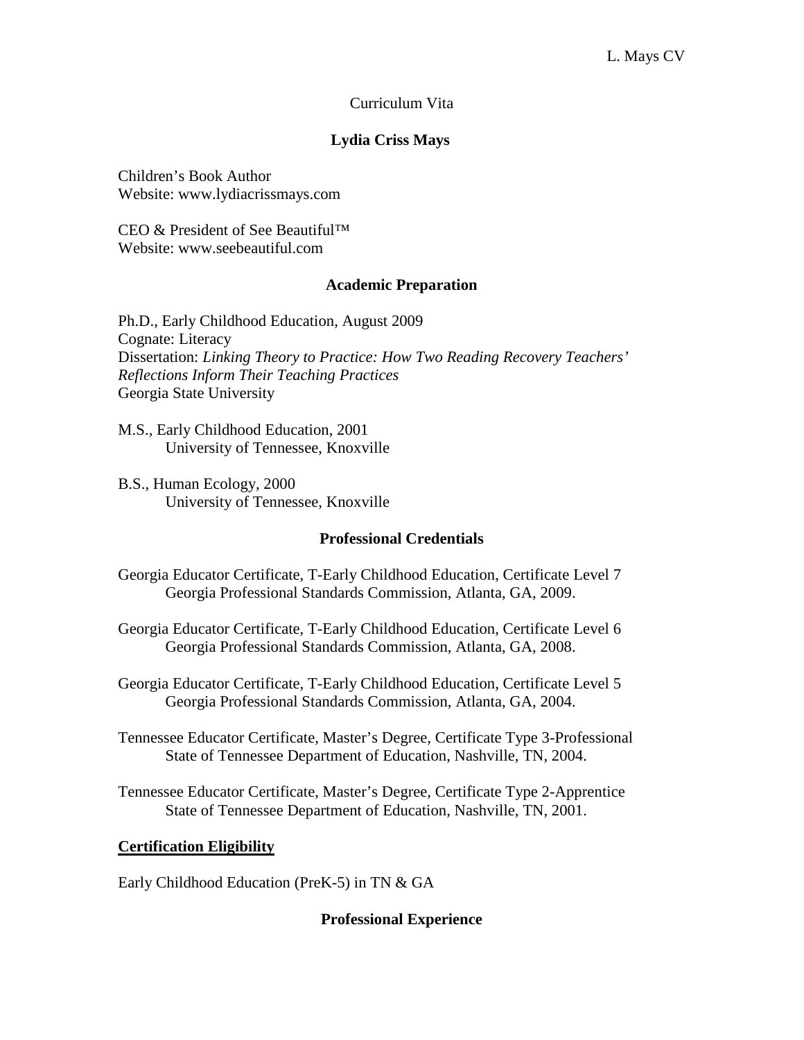Curriculum Vita

# Lydia Criss Mays

Children's Book Author
Website: www.lydiacrissmays.com

CEO & President of See Beautiful™
Website: www.seebeautiful.com

## Academic Preparation

Ph.D., Early Childhood Education, August 2009
Cognate: Literacy
Dissertation: *Linking Theory to Practice: How Two Reading Recovery Teachers' Reflections Inform Their Teaching Practices*
Georgia State University

M.S., Early Childhood Education, 2001
University of Tennessee, Knoxville

B.S., Human Ecology, 2000
University of Tennessee, Knoxville

## Professional Credentials

Georgia Educator Certificate, T-Early Childhood Education, Certificate Level 7
Georgia Professional Standards Commission, Atlanta, GA, 2009.

Georgia Educator Certificate, T-Early Childhood Education, Certificate Level 6
Georgia Professional Standards Commission, Atlanta, GA, 2008.

Georgia Educator Certificate, T-Early Childhood Education, Certificate Level 5
Georgia Professional Standards Commission, Atlanta, GA, 2004.

Tennessee Educator Certificate, Master's Degree, Certificate Type 3-Professional
State of Tennessee Department of Education, Nashville, TN, 2004.

Tennessee Educator Certificate, Master's Degree, Certificate Type 2-Apprentice
State of Tennessee Department of Education, Nashville, TN, 2001.

### Certification Eligibility

Early Childhood Education (PreK-5) in TN & GA

## Professional Experience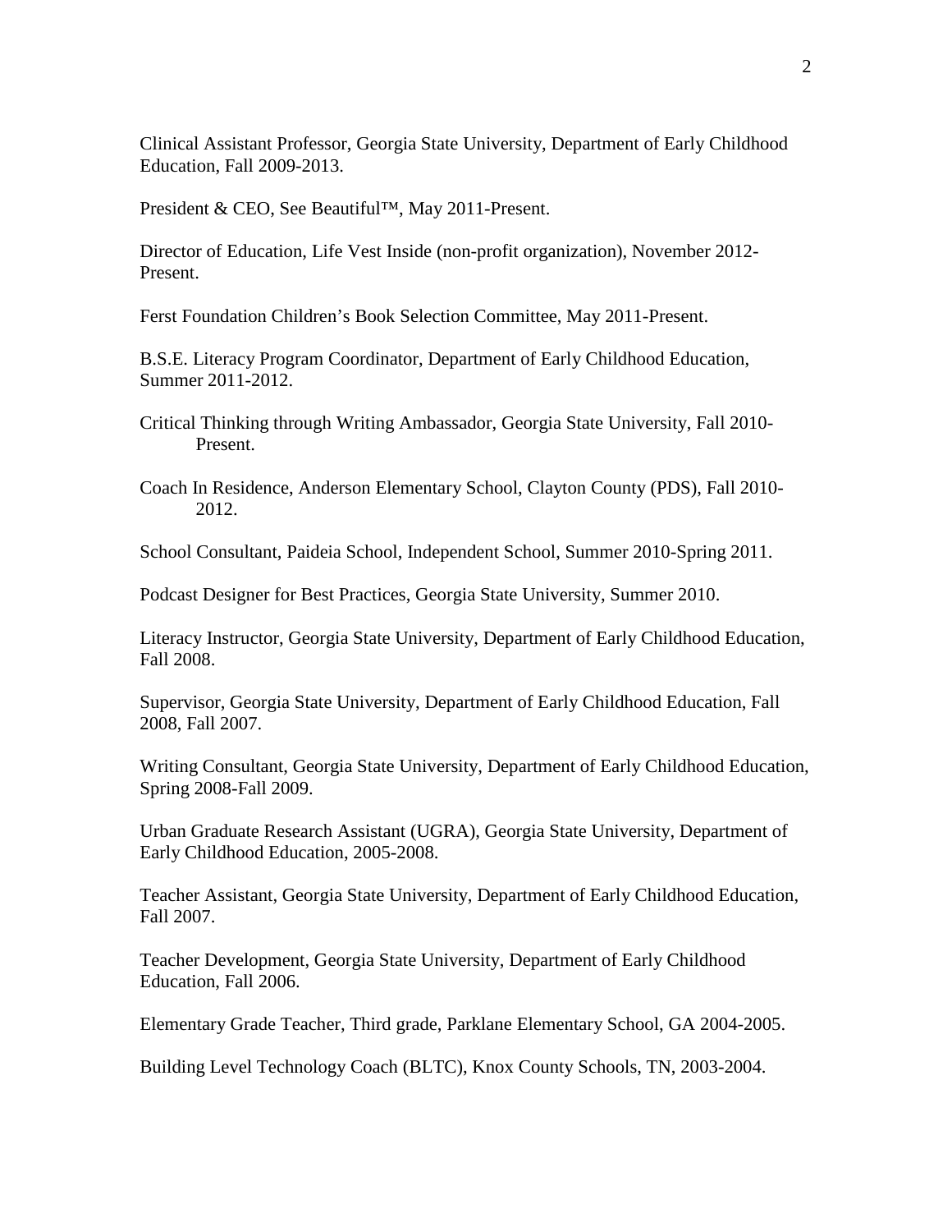Clinical Assistant Professor, Georgia State University, Department of Early Childhood Education, Fall 2009-2013.

President & CEO, See Beautiful™, May 2011-Present.

Director of Education, Life Vest Inside (non-profit organization), November 2012-Present.

Ferst Foundation Children's Book Selection Committee, May 2011-Present.

B.S.E. Literacy Program Coordinator, Department of Early Childhood Education, Summer 2011-2012.

Critical Thinking through Writing Ambassador, Georgia State University, Fall 2010-Present.

Coach In Residence, Anderson Elementary School, Clayton County (PDS), Fall 2010-2012.

School Consultant, Paideia School, Independent School, Summer 2010-Spring 2011.

Podcast Designer for Best Practices, Georgia State University, Summer 2010.

Literacy Instructor, Georgia State University, Department of Early Childhood Education, Fall 2008.

Supervisor, Georgia State University, Department of Early Childhood Education, Fall 2008, Fall 2007.

Writing Consultant, Georgia State University, Department of Early Childhood Education, Spring 2008-Fall 2009.

Urban Graduate Research Assistant (UGRA), Georgia State University, Department of Early Childhood Education, 2005-2008.

Teacher Assistant, Georgia State University, Department of Early Childhood Education, Fall 2007.

Teacher Development, Georgia State University, Department of Early Childhood Education, Fall 2006.

Elementary Grade Teacher, Third grade, Parklane Elementary School, GA 2004-2005.

Building Level Technology Coach (BLTC), Knox County Schools, TN, 2003-2004.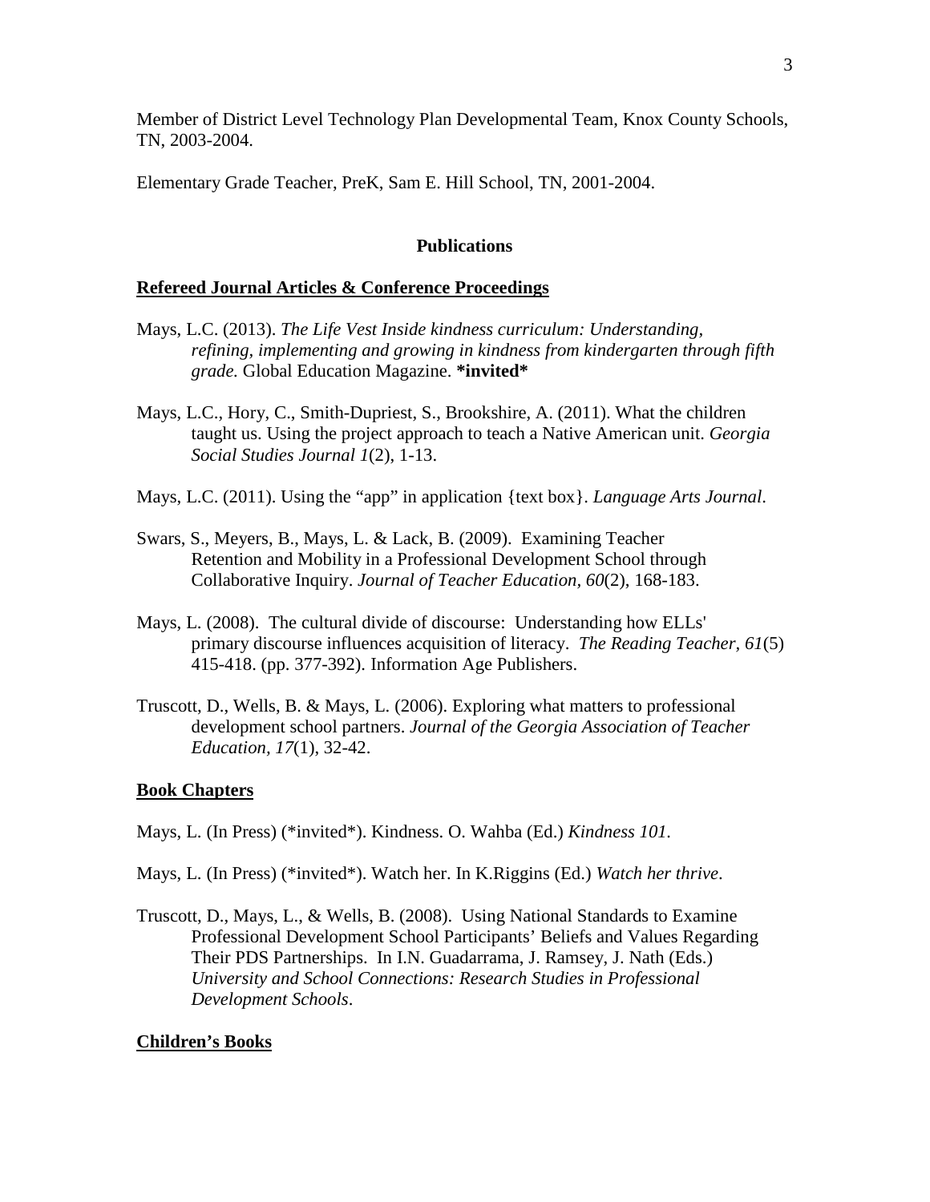Member of District Level Technology Plan Developmental Team, Knox County Schools, TN, 2003-2004.

Elementary Grade Teacher, PreK, Sam E. Hill School, TN, 2001-2004.

## Publications

### Refereed Journal Articles & Conference Proceedings

Mays, L.C. (2013). *The Life Vest Inside kindness curriculum: Understanding, refining, implementing and growing in kindness from kindergarten through fifth grade.* Global Education Magazine. **\*invited\***

Mays, L.C., Hory, C., Smith-Dupriest, S., Brookshire, A. (2011). What the children taught us. Using the project approach to teach a Native American unit. *Georgia Social Studies Journal 1*(2), 1-13.

Mays, L.C. (2011). Using the "app" in application {text box}. *Language Arts Journal*.

Swars, S., Meyers, B., Mays, L. & Lack, B. (2009). Examining Teacher Retention and Mobility in a Professional Development School through Collaborative Inquiry. *Journal of Teacher Education, 60*(2), 168-183.

Mays, L. (2008). The cultural divide of discourse: Understanding how ELLs' primary discourse influences acquisition of literacy. *The Reading Teacher, 61*(5) 415-418. (pp. 377-392). Information Age Publishers.

Truscott, D., Wells, B. & Mays, L. (2006). Exploring what matters to professional development school partners. *Journal of the Georgia Association of Teacher Education, 17*(1), 32-42.

### Book Chapters

Mays, L. (In Press) (\*invited\*). Kindness. O. Wahba (Ed.) *Kindness 101*.

Mays, L. (In Press) (\*invited\*). Watch her. In K.Riggins (Ed.) *Watch her thrive*.

Truscott, D., Mays, L., & Wells, B. (2008). Using National Standards to Examine Professional Development School Participants' Beliefs and Values Regarding Their PDS Partnerships. In I.N. Guadarrama, J. Ramsey, J. Nath (Eds.) *University and School Connections: Research Studies in Professional Development Schools*.

### Children's Books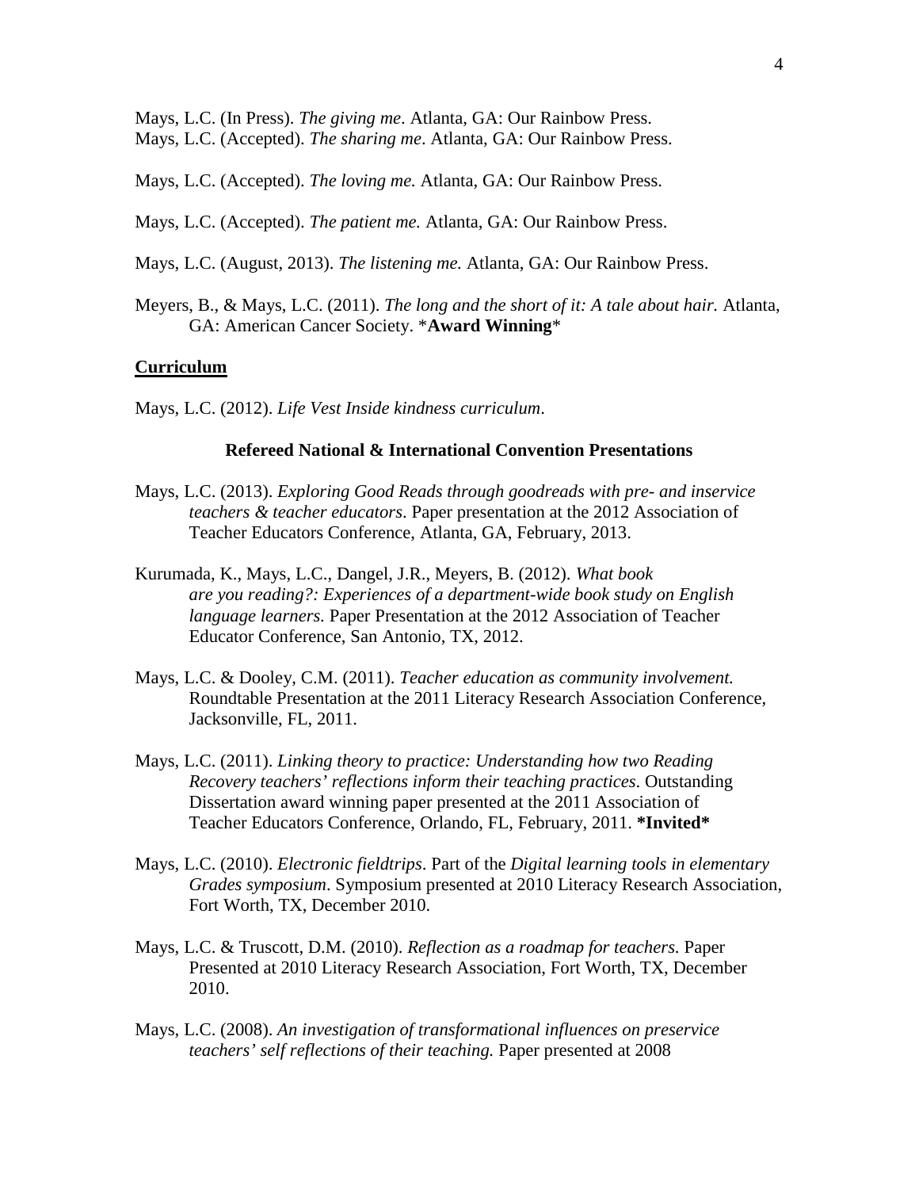Mays, L.C. (In Press). *The giving me*. Atlanta, GA: Our Rainbow Press.

Mays, L.C. (Accepted). *The sharing me*. Atlanta, GA: Our Rainbow Press.

Mays, L.C. (Accepted). *The loving me.* Atlanta, GA: Our Rainbow Press.

Mays, L.C. (Accepted). *The patient me.* Atlanta, GA: Our Rainbow Press.

Mays, L.C. (August, 2013). *The listening me.* Atlanta, GA: Our Rainbow Press.

Meyers, B., & Mays, L.C. (2011). *The long and the short of it: A tale about hair.* Atlanta, GA: American Cancer Society. ***Award Winning***

**Curriculum**

Mays, L.C. (2012). *Life Vest Inside kindness curriculum*.

### Refereed National & International Convention Presentations

Mays, L.C. (2013). *Exploring Good Reads through goodreads with pre- and inservice teachers & teacher educators*. Paper presentation at the 2012 Association of Teacher Educators Conference, Atlanta, GA, February, 2013.

Kurumada, K., Mays, L.C., Dangel, J.R., Meyers, B. (2012). *What book are you reading?: Experiences of a department-wide book study on English language learners.* Paper Presentation at the 2012 Association of Teacher Educator Conference, San Antonio, TX, 2012.

Mays, L.C. & Dooley, C.M. (2011). *Teacher education as community involvement.* Roundtable Presentation at the 2011 Literacy Research Association Conference, Jacksonville, FL, 2011.

Mays, L.C. (2011). *Linking theory to practice: Understanding how two Reading Recovery teachers' reflections inform their teaching practices*. Outstanding Dissertation award winning paper presented at the 2011 Association of Teacher Educators Conference, Orlando, FL, February, 2011. ***Invited***

Mays, L.C. (2010). *Electronic fieldtrips*. Part of the *Digital learning tools in elementary Grades symposium*. Symposium presented at 2010 Literacy Research Association, Fort Worth, TX, December 2010.

Mays, L.C. & Truscott, D.M. (2010). *Reflection as a roadmap for teachers.* Paper Presented at 2010 Literacy Research Association, Fort Worth, TX, December 2010.

Mays, L.C. (2008). *An investigation of transformational influences on preservice teachers' self reflections of their teaching.* Paper presented at 2008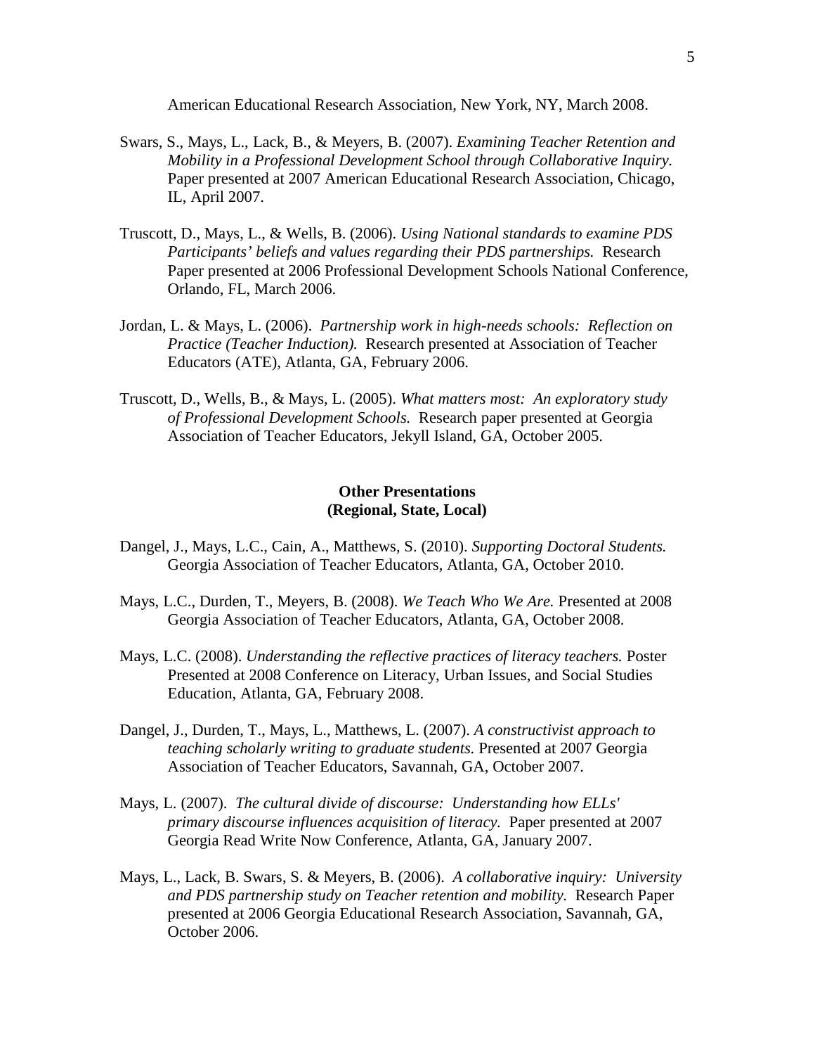American Educational Research Association, New York, NY, March 2008.

Swars, S., Mays, L., Lack, B., & Meyers, B. (2007). *Examining Teacher Retention and Mobility in a Professional Development School through Collaborative Inquiry.* Paper presented at 2007 American Educational Research Association, Chicago, IL, April 2007.

Truscott, D., Mays, L., & Wells, B. (2006). *Using National standards to examine PDS Participants' beliefs and values regarding their PDS partnerships.* Research Paper presented at 2006 Professional Development Schools National Conference, Orlando, FL, March 2006.

Jordan, L. & Mays, L. (2006). *Partnership work in high-needs schools: Reflection on Practice (Teacher Induction).* Research presented at Association of Teacher Educators (ATE), Atlanta, GA, February 2006.

Truscott, D., Wells, B., & Mays, L. (2005). *What matters most: An exploratory study of Professional Development Schools.* Research paper presented at Georgia Association of Teacher Educators, Jekyll Island, GA, October 2005.

**Other Presentations**
**(Regional, State, Local)**

Dangel, J., Mays, L.C., Cain, A., Matthews, S. (2010). *Supporting Doctoral Students.* Georgia Association of Teacher Educators, Atlanta, GA, October 2010.

Mays, L.C., Durden, T., Meyers, B. (2008). *We Teach Who We Are.* Presented at 2008 Georgia Association of Teacher Educators, Atlanta, GA, October 2008.

Mays, L.C. (2008). *Understanding the reflective practices of literacy teachers.* Poster Presented at 2008 Conference on Literacy, Urban Issues, and Social Studies Education, Atlanta, GA, February 2008.

Dangel, J., Durden, T., Mays, L., Matthews, L. (2007). *A constructivist approach to teaching scholarly writing to graduate students.* Presented at 2007 Georgia Association of Teacher Educators, Savannah, GA, October 2007.

Mays, L. (2007). *The cultural divide of discourse: Understanding how ELLs' primary discourse influences acquisition of literacy.* Paper presented at 2007 Georgia Read Write Now Conference, Atlanta, GA, January 2007.

Mays, L., Lack, B. Swars, S. & Meyers, B. (2006). *A collaborative inquiry: University and PDS partnership study on Teacher retention and mobility.* Research Paper presented at 2006 Georgia Educational Research Association, Savannah, GA, October 2006.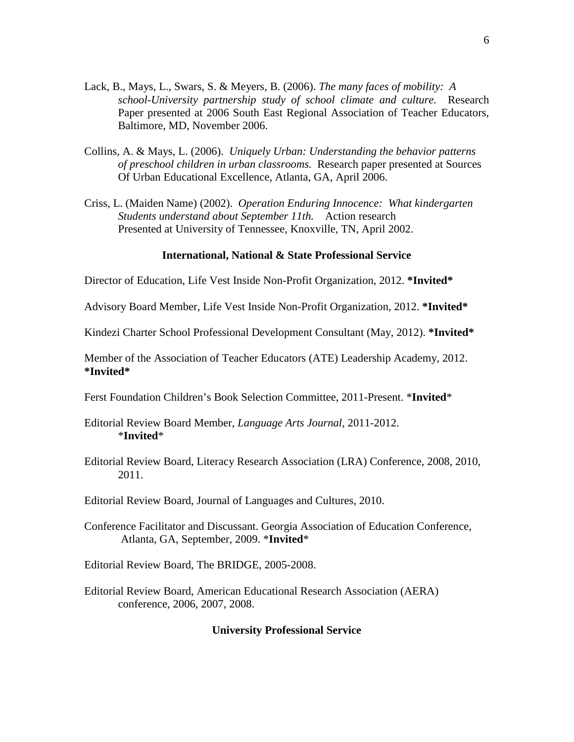Lack, B., Mays, L., Swars, S. & Meyers, B. (2006). *The many faces of mobility: A school-University partnership study of school climate and culture.* Research Paper presented at 2006 South East Regional Association of Teacher Educators, Baltimore, MD, November 2006.

Collins, A. & Mays, L. (2006). *Uniquely Urban: Understanding the behavior patterns of preschool children in urban classrooms.* Research paper presented at Sources Of Urban Educational Excellence, Atlanta, GA, April 2006.

Criss, L. (Maiden Name) (2002). *Operation Enduring Innocence: What kindergarten Students understand about September 11th.* Action research Presented at University of Tennessee, Knoxville, TN, April 2002.

## International, National & State Professional Service

Director of Education, Life Vest Inside Non-Profit Organization, 2012. **\*Invited\***

Advisory Board Member, Life Vest Inside Non-Profit Organization, 2012. **\*Invited\***

Kindezi Charter School Professional Development Consultant (May, 2012). **\*Invited\***

Member of the Association of Teacher Educators (ATE) Leadership Academy, 2012. **\*Invited\***

Ferst Foundation Children's Book Selection Committee, 2011-Present. \***Invited**\*

Editorial Review Board Member, *Language Arts Journal*, 2011-2012. \***Invited**\*

Editorial Review Board, Literacy Research Association (LRA) Conference, 2008, 2010, 2011.

Editorial Review Board, Journal of Languages and Cultures, 2010.

Conference Facilitator and Discussant. Georgia Association of Education Conference, Atlanta, GA, September, 2009. \***Invited**\*

Editorial Review Board, The BRIDGE, 2005-2008.

Editorial Review Board, American Educational Research Association (AERA) conference, 2006, 2007, 2008.

## University Professional Service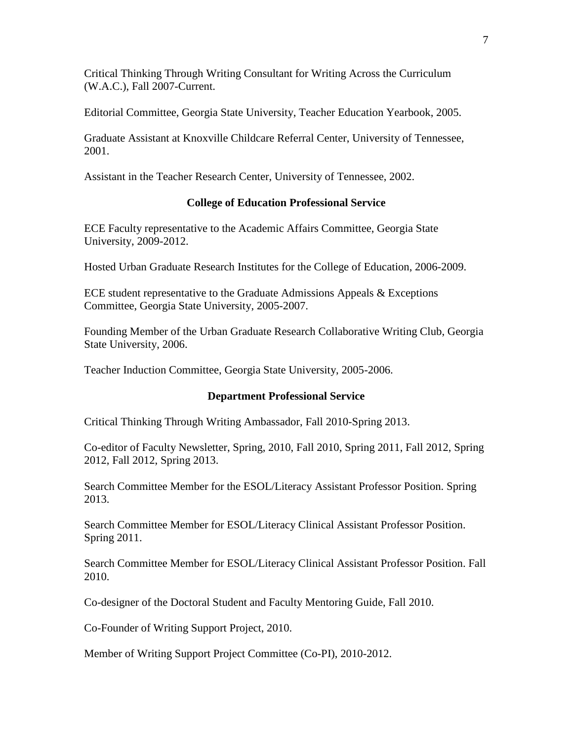Critical Thinking Through Writing Consultant for Writing Across the Curriculum (W.A.C.), Fall 2007-Current.

Editorial Committee, Georgia State University, Teacher Education Yearbook, 2005.

Graduate Assistant at Knoxville Childcare Referral Center, University of Tennessee, 2001.

Assistant in the Teacher Research Center, University of Tennessee, 2002.

**College of Education Professional Service**

ECE Faculty representative to the Academic Affairs Committee, Georgia State University, 2009-2012.

Hosted Urban Graduate Research Institutes for the College of Education, 2006-2009.

ECE student representative to the Graduate Admissions Appeals & Exceptions Committee, Georgia State University, 2005-2007.

Founding Member of the Urban Graduate Research Collaborative Writing Club, Georgia State University, 2006.

Teacher Induction Committee, Georgia State University, 2005-2006.

**Department Professional Service**

Critical Thinking Through Writing Ambassador, Fall 2010-Spring 2013.

Co-editor of Faculty Newsletter, Spring, 2010, Fall 2010, Spring 2011, Fall 2012, Spring 2012, Fall 2012, Spring 2013.

Search Committee Member for the ESOL/Literacy Assistant Professor Position. Spring 2013.

Search Committee Member for ESOL/Literacy Clinical Assistant Professor Position. Spring 2011.

Search Committee Member for ESOL/Literacy Clinical Assistant Professor Position. Fall 2010.

Co-designer of the Doctoral Student and Faculty Mentoring Guide, Fall 2010.

Co-Founder of Writing Support Project, 2010.

Member of Writing Support Project Committee (Co-PI), 2010-2012.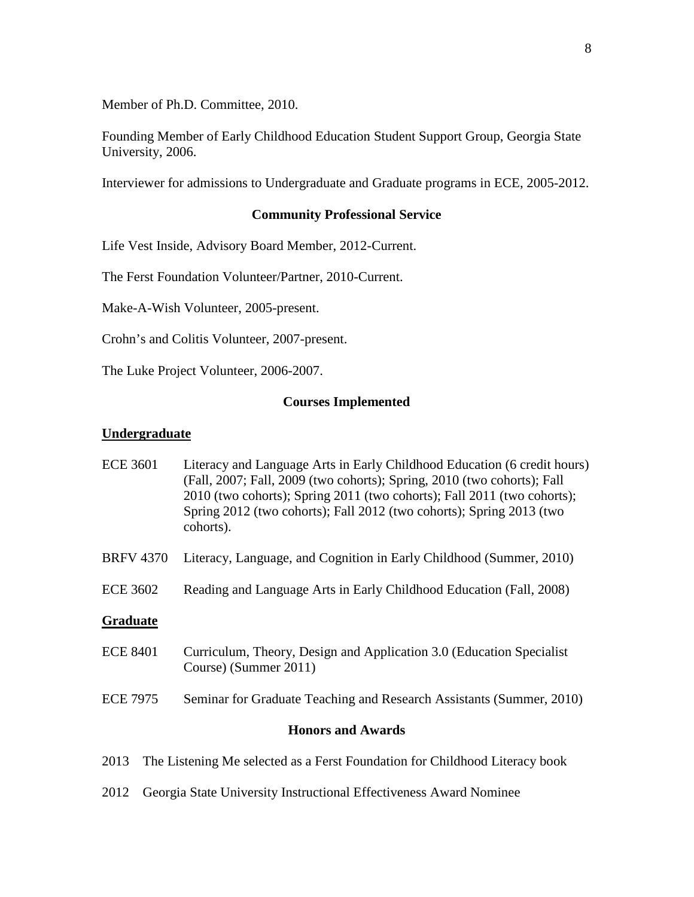Member of Ph.D. Committee, 2010.

Founding Member of Early Childhood Education Student Support Group, Georgia State University, 2006.

Interviewer for admissions to Undergraduate and Graduate programs in ECE, 2005-2012.

## Community Professional Service

Life Vest Inside, Advisory Board Member, 2012-Current.

The Ferst Foundation Volunteer/Partner, 2010-Current.

Make-A-Wish Volunteer, 2005-present.

Crohn's and Colitis Volunteer, 2007-present.

The Luke Project Volunteer, 2006-2007.

## Courses Implemented

### Undergraduate

ECE 3601 Literacy and Language Arts in Early Childhood Education (6 credit hours) (Fall, 2007; Fall, 2009 (two cohorts); Spring, 2010 (two cohorts); Fall 2010 (two cohorts); Spring 2011 (two cohorts); Fall 2011 (two cohorts); Spring 2012 (two cohorts); Fall 2012 (two cohorts); Spring 2013 (two cohorts).

BRFV 4370 Literacy, Language, and Cognition in Early Childhood (Summer, 2010)

ECE 3602 Reading and Language Arts in Early Childhood Education (Fall, 2008)

### Graduate

ECE 8401 Curriculum, Theory, Design and Application 3.0 (Education Specialist Course) (Summer 2011)

ECE 7975 Seminar for Graduate Teaching and Research Assistants (Summer, 2010)

## Honors and Awards

2013 The Listening Me selected as a Ferst Foundation for Childhood Literacy book

2012 Georgia State University Instructional Effectiveness Award Nominee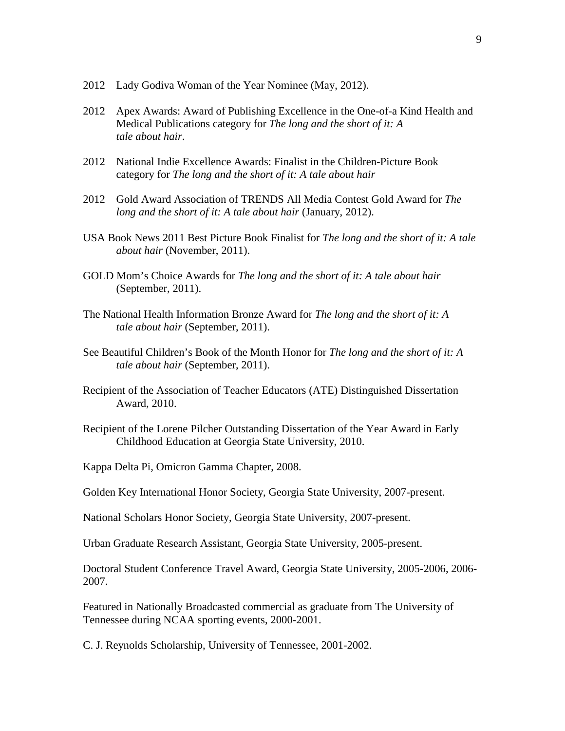2012 Lady Godiva Woman of the Year Nominee (May, 2012).

2012 Apex Awards: Award of Publishing Excellence in the One-of-a Kind Health and Medical Publications category for *The long and the short of it: A tale about hair*.

2012 National Indie Excellence Awards: Finalist in the Children-Picture Book category for *The long and the short of it: A tale about hair*

2012 Gold Award Association of TRENDS All Media Contest Gold Award for *The long and the short of it: A tale about hair* (January, 2012).

USA Book News 2011 Best Picture Book Finalist for *The long and the short of it: A tale about hair* (November, 2011).

GOLD Mom's Choice Awards for *The long and the short of it: A tale about hair* (September, 2011).

The National Health Information Bronze Award for *The long and the short of it: A tale about hair* (September, 2011).

See Beautiful Children's Book of the Month Honor for *The long and the short of it: A tale about hair* (September, 2011).

Recipient of the Association of Teacher Educators (ATE) Distinguished Dissertation Award, 2010.

Recipient of the Lorene Pilcher Outstanding Dissertation of the Year Award in Early Childhood Education at Georgia State University, 2010.

Kappa Delta Pi, Omicron Gamma Chapter, 2008.

Golden Key International Honor Society, Georgia State University, 2007-present.

National Scholars Honor Society, Georgia State University, 2007-present.

Urban Graduate Research Assistant, Georgia State University, 2005-present.

Doctoral Student Conference Travel Award, Georgia State University, 2005-2006, 2006-2007.

Featured in Nationally Broadcasted commercial as graduate from The University of Tennessee during NCAA sporting events, 2000-2001.

C. J. Reynolds Scholarship, University of Tennessee, 2001-2002.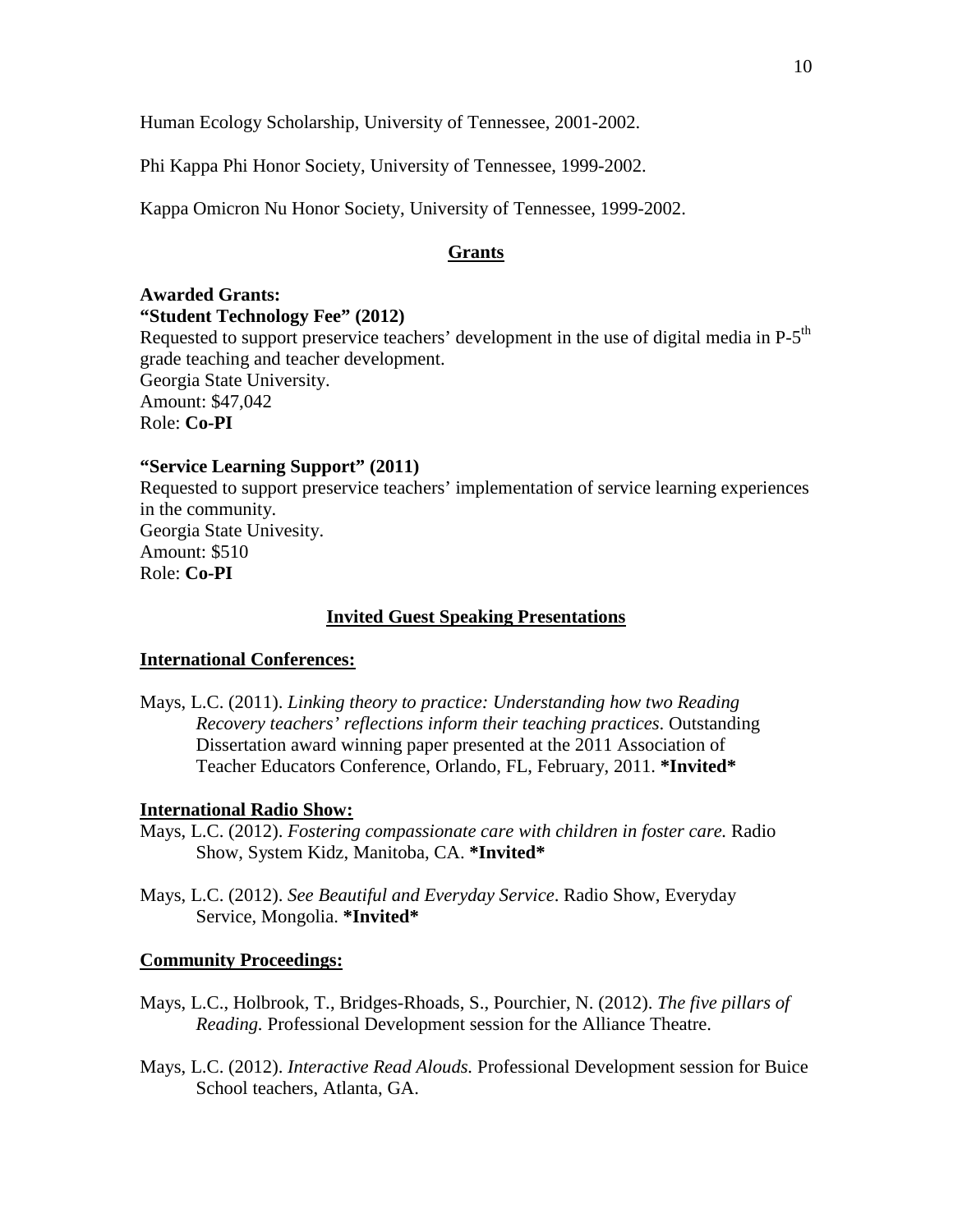Human Ecology Scholarship, University of Tennessee, 2001-2002.

Phi Kappa Phi Honor Society, University of Tennessee, 1999-2002.

Kappa Omicron Nu Honor Society, University of Tennessee, 1999-2002.

## Grants

**Awarded Grants:**

**"Student Technology Fee" (2012)**
Requested to support preservice teachers' development in the use of digital media in P-5$^{th}$ grade teaching and teacher development.
Georgia State University.
Amount: $47,042
Role: **Co-PI**

**"Service Learning Support" (2011)**
Requested to support preservice teachers' implementation of service learning experiences in the community.
Georgia State Univesity.
Amount: $510
Role: **Co-PI**

## Invited Guest Speaking Presentations

### International Conferences:

Mays, L.C. (2011). *Linking theory to practice: Understanding how two Reading Recovery teachers' reflections inform their teaching practices*. Outstanding Dissertation award winning paper presented at the 2011 Association of Teacher Educators Conference, Orlando, FL, February, 2011. ***Invited***

### International Radio Show:

Mays, L.C. (2012). *Fostering compassionate care with children in foster care.* Radio Show, System Kidz, Manitoba, CA. ***Invited***

Mays, L.C. (2012). *See Beautiful and Everyday Service*. Radio Show, Everyday Service, Mongolia. ***Invited***

### Community Proceedings:

Mays, L.C., Holbrook, T., Bridges-Rhoads, S., Pourchier, N. (2012). *The five pillars of Reading.* Professional Development session for the Alliance Theatre.

Mays, L.C. (2012). *Interactive Read Alouds.* Professional Development session for Buice School teachers, Atlanta, GA.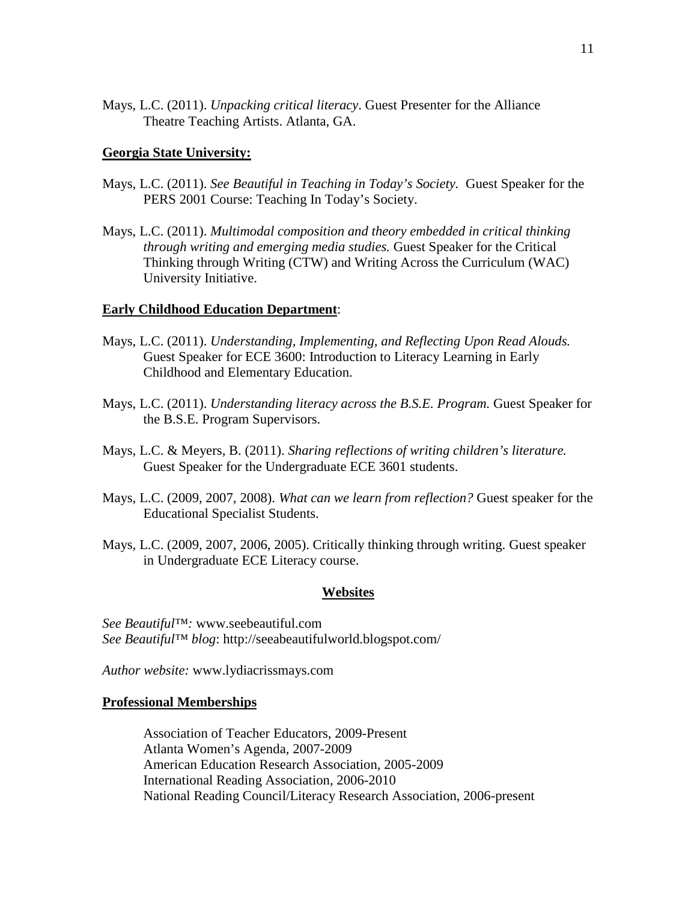Mays, L.C. (2011). *Unpacking critical literacy*. Guest Presenter for the Alliance Theatre Teaching Artists. Atlanta, GA.

**Georgia State University:**

Mays, L.C. (2011). *See Beautiful in Teaching in Today's Society.* Guest Speaker for the PERS 2001 Course: Teaching In Today's Society.

Mays, L.C. (2011). *Multimodal composition and theory embedded in critical thinking through writing and emerging media studies.* Guest Speaker for the Critical Thinking through Writing (CTW) and Writing Across the Curriculum (WAC) University Initiative.

**Early Childhood Education Department**:

Mays, L.C. (2011). *Understanding, Implementing, and Reflecting Upon Read Alouds.* Guest Speaker for ECE 3600: Introduction to Literacy Learning in Early Childhood and Elementary Education.

Mays, L.C. (2011). *Understanding literacy across the B.S.E. Program.* Guest Speaker for the B.S.E. Program Supervisors.

Mays, L.C. & Meyers, B. (2011). *Sharing reflections of writing children's literature.* Guest Speaker for the Undergraduate ECE 3601 students.

Mays, L.C. (2009, 2007, 2008). *What can we learn from reflection?* Guest speaker for the Educational Specialist Students.

Mays, L.C. (2009, 2007, 2006, 2005). Critically thinking through writing. Guest speaker in Undergraduate ECE Literacy course.

## Websites

*See Beautiful™:* www.seebeautiful.com
*See Beautiful™ blog*: http://seeabeautifulworld.blogspot.com/

*Author website:* www.lydiacrissmays.com

**Professional Memberships**

Association of Teacher Educators, 2009-Present
Atlanta Women's Agenda, 2007-2009
American Education Research Association, 2005-2009
International Reading Association, 2006-2010
National Reading Council/Literacy Research Association, 2006-present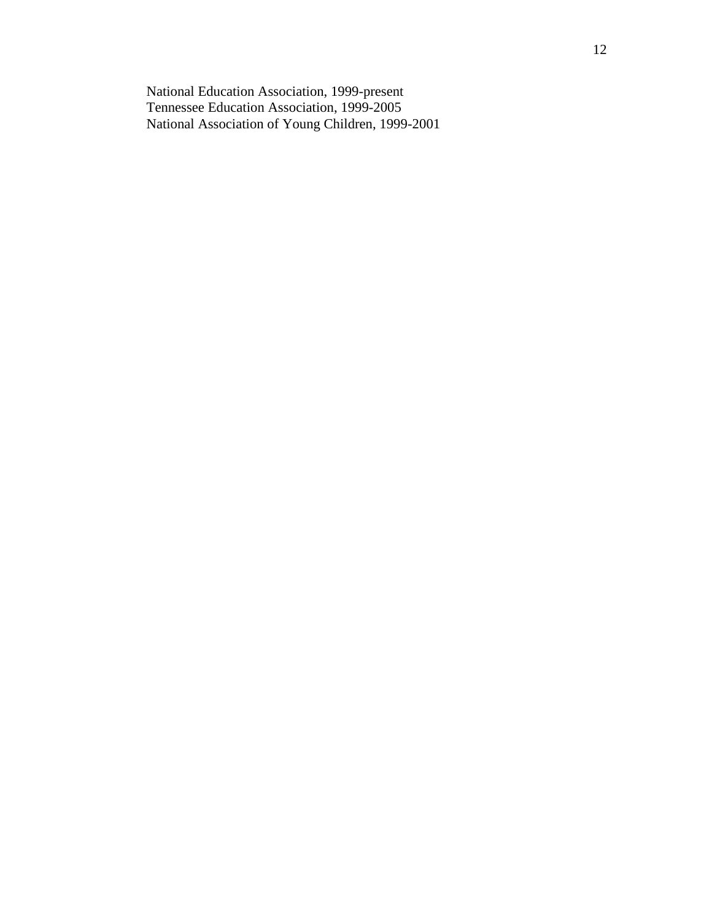National Education Association, 1999-present
Tennessee Education Association, 1999-2005
National Association of Young Children, 1999-2001